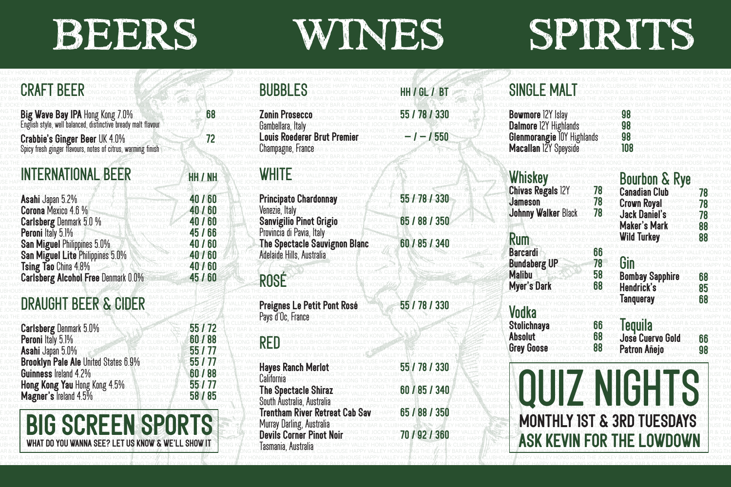# BEERS

## CRAFT BEER

| Beer | Price |
|---|---|
| **Big Wave Bay IPA** Hong Kong 7.0%<br>English style, well balanced, distinctive bready malt flavour | 68 |
| **Crabbie's Ginger Beer** UK 4.0%<br>Spicy fresh ginger flavours, notes of citrus, warming finish | 72 |

## INTERNATIONAL BEER

| Beer | HH / NH |
|---|---|
| **Asahi** Japan 5.2% | 40 / 60 |
| **Corona** Mexico 4.6 % | 40 / 60 |
| **Carlsberg** Denmark 5.0 % | 40 / 60 |
| **Peroni** Italy 5.1% | 45 / 66 |
| **San Miguel** Philippines 5.0% | 40 / 60 |
| **San Miguel Lite** Philippines 5.0% | 40 / 60 |
| **Tsing Tao** China 4.8% | 40 / 60 |
| **Carlsberg Alcohol Free** Denmark 0.0% | 45 / 60 |

## DRAUGHT BEER & CIDER

| Beer | Price |
|---|---|
| **Carlsberg** Denmark 5.0% | 55 / 72 |
| **Peroni** Italy 5.1% | 60 / 88 |
| **Asahi** Japan 5.0% | 55 / 77 |
| **Brooklyn Pale Ale** United States 6.9% | 55 / 77 |
| **Guinness** Ireland 4.2% | 60 / 88 |
| **Hong Kong Yau** Hong Kong 4.5% | 55 / 77 |
| **Magner's** Ireland 4.5% | 58 / 85 |

## BIG SCREEN SPORTS

WHAT DO YOU WANNA SEE? LET US KNOW & WE'LL SHOW IT

# WINES

## BUBBLES

| Wine | HH / GL / BT |
|---|---|
| **Zonin Prosecco**<br>Gambellara, Italy | 55 / 78 / 330 |
| **Louis Roederer Brut Premier**<br>Champagne, France | – / – / 550 |

## WHITE

| Wine | Price |
|---|---|
| **Principato Chardonnay**<br>Venezie, Italy | 55 / 78 / 330 |
| **Sanvigilio Pinot Grigio**<br>Provincia di Pavia, Italy | 65 / 88 / 350 |
| **The Spectacle Sauvignon Blanc**<br>Adelaide Hills, Australia | 60 / 85 / 340 |

## ROSÉ

| Wine | Price |
|---|---|
| **Preignes Le Petit Pont Rosé**<br>Pays d'Oc, France | 55 / 78 / 330 |

## RED

| Wine | Price |
|---|---|
| **Hayes Ranch Merlot**<br>California | 55 / 78 / 330 |
| **The Spectacle Shiraz**<br>South Australia, Australia | 60 / 85 / 340 |
| **Trentham River Retreat Cab Sav**<br>Murray Darling, Australia | 65 / 88 / 350 |
| **Devils Corner Pinot Noir**<br>Tasmania, Australia | 70 / 92 / 360 |

# SPIRITS

## SINGLE MALT

| Spirit | Price |
|---|---|
| **Bowmore** 12Y Islay | 98 |
| **Dalmore** 12Y Highlands | 98 |
| **Glenmorangie** 10Y Highlands | 98 |
| **Macallan** 12Y Speyside | 108 |

## Whiskey

| Spirit | Price |
|---|---|
| **Chivas Regals** 12Y | 78 |
| **Jameson** | 78 |
| **Johnny Walker** Black | 78 |

## Bourbon & Rye

| Spirit | Price |
|---|---|
| **Canadian Club** | 78 |
| **Crown Royal** | 78 |
| **Jack Daniel's** | 78 |
| **Maker's Mark** | 88 |
| **Wild Turkey** | 88 |

## Rum

| Spirit | Price |
|---|---|
| **Barcardi** | 66 |
| **Bundaberg UP** | 78 |
| **Malibu** | 58 |
| **Myer's Dark** | 68 |

## Gin

| Spirit | Price |
|---|---|
| **Bombay Sapphire** | 68 |
| **Hendrick's** | 85 |
| **Tanqueray** | 68 |

## Vodka

| Spirit | Price |
|---|---|
| **Stolichnaya** | 66 |
| **Absolut** | 68 |
| **Grey Goose** | 88 |

## Tequila

| Spirit | Price |
|---|---|
| **Jose Cuervo Gold** | 66 |
| **Patron Añejo** | 98 |

## QUIZ NIGHTS

MONTHLY 1ST & 3RD TUESDAYS

ASK KEVIN FOR THE LOWDOWN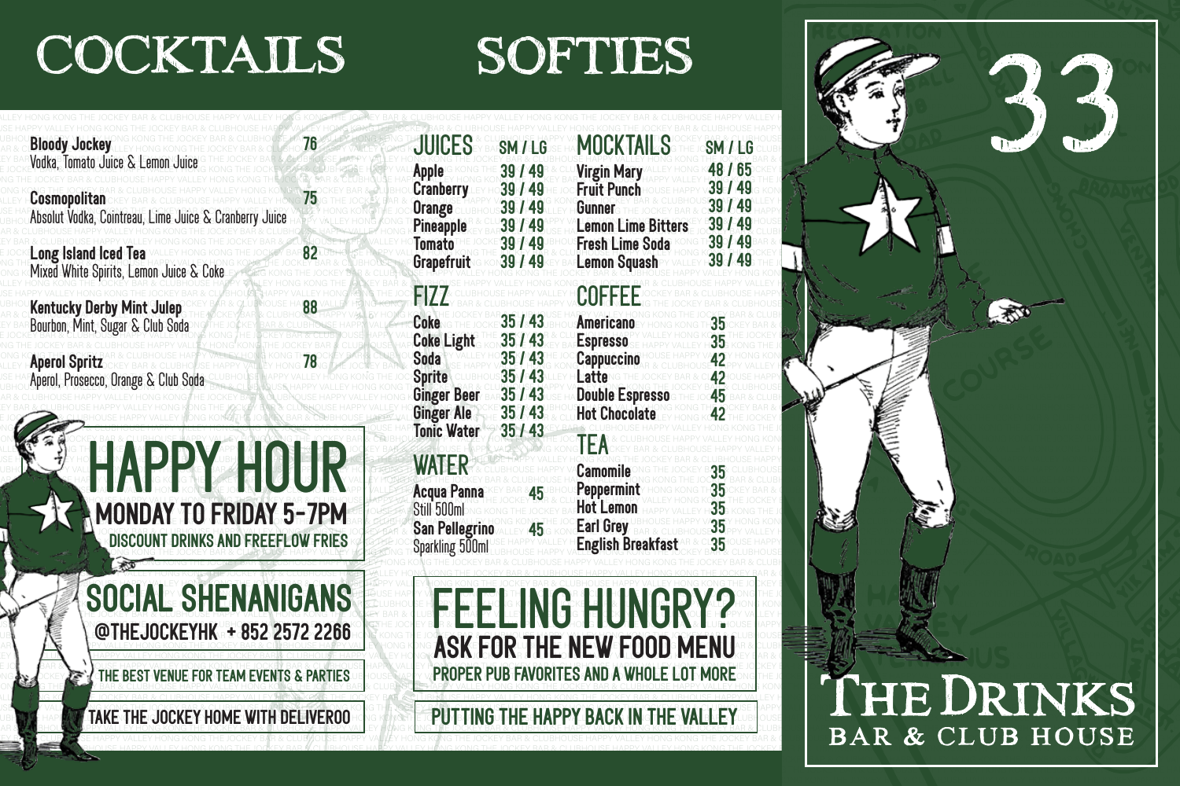# COCKTAILS

| | |
|---|---|
| **Bloody Jockey**<br>Vodka, Tomato Juice & Lemon Juice | 76 |
| **Cosmopolitan**<br>Absolut Vodka, Cointreau, Lime Juice & Cranberry Juice | 75 |
| **Long Island Iced Tea**<br>Mixed White Spirits, Lemon Juice & Coke | 82 |
| **Kentucky Derby Mint Julep**<br>Bourbon, Mint, Sugar & Club Soda | 88 |
| **Aperol Spritz**<br>Aperol, Prosecco, Orange & Club Soda | 78 |

## HAPPY HOUR

**MONDAY TO FRIDAY 5-7PM**

DISCOUNT DRINKS AND FREEFLOW FRIES

## SOCIAL SHENANIGANS

@THEJOCKEYHK + 852 2572 2266

THE BEST VENUE FOR TEAM EVENTS & PARTIES

TAKE THE JOCKEY HOME WITH DELIVEROO

# SOFTIES

## JUICES

| JUICES | SM / LG |
|---|---|
| Apple | 39 / 49 |
| Cranberry | 39 / 49 |
| Orange | 39 / 49 |
| Pineapple | 39 / 49 |
| Tomato | 39 / 49 |
| Grapefruit | 39 / 49 |

## FIZZ

| | |
|---|---|
| Coke | 35 / 43 |
| Coke Light | 35 / 43 |
| Soda | 35 / 43 |
| Sprite | 35 / 43 |
| Ginger Beer | 35 / 43 |
| Ginger Ale | 35 / 43 |
| Tonic Water | 35 / 43 |

## WATER

| | |
|---|---|
| **Acqua Panna**<br>Still 500ml | 45 |
| **San Pellegrino**<br>Sparkling 500ml | 45 |

## MOCKTAILS

| MOCKTAILS | SM / LG |
|---|---|
| Virgin Mary | 48 / 65 |
| Fruit Punch | 39 / 49 |
| Gunner | 39 / 49 |
| Lemon Lime Bitters | 39 / 49 |
| Fresh Lime Soda | 39 / 49 |
| Lemon Squash | 39 / 49 |

## COFFEE

| | |
|---|---|
| Americano | 35 |
| Espresso | 35 |
| Cappuccino | 42 |
| Latte | 42 |
| Double Espresso | 45 |
| Hot Chocolate | 42 |

## TEA

| | |
|---|---|
| Camomile | 35 |
| Peppermint | 35 |
| Hot Lemon | 35 |
| Earl Grey | 35 |
| English Breakfast | 35 |

## FEELING HUNGRY?

**ASK FOR THE NEW FOOD MENU**

PROPER PUB FAVORITES AND A WHOLE LOT MORE

PUTTING THE HAPPY BACK IN THE VALLEY

33

THE DRINKS

BAR & CLUB HOUSE